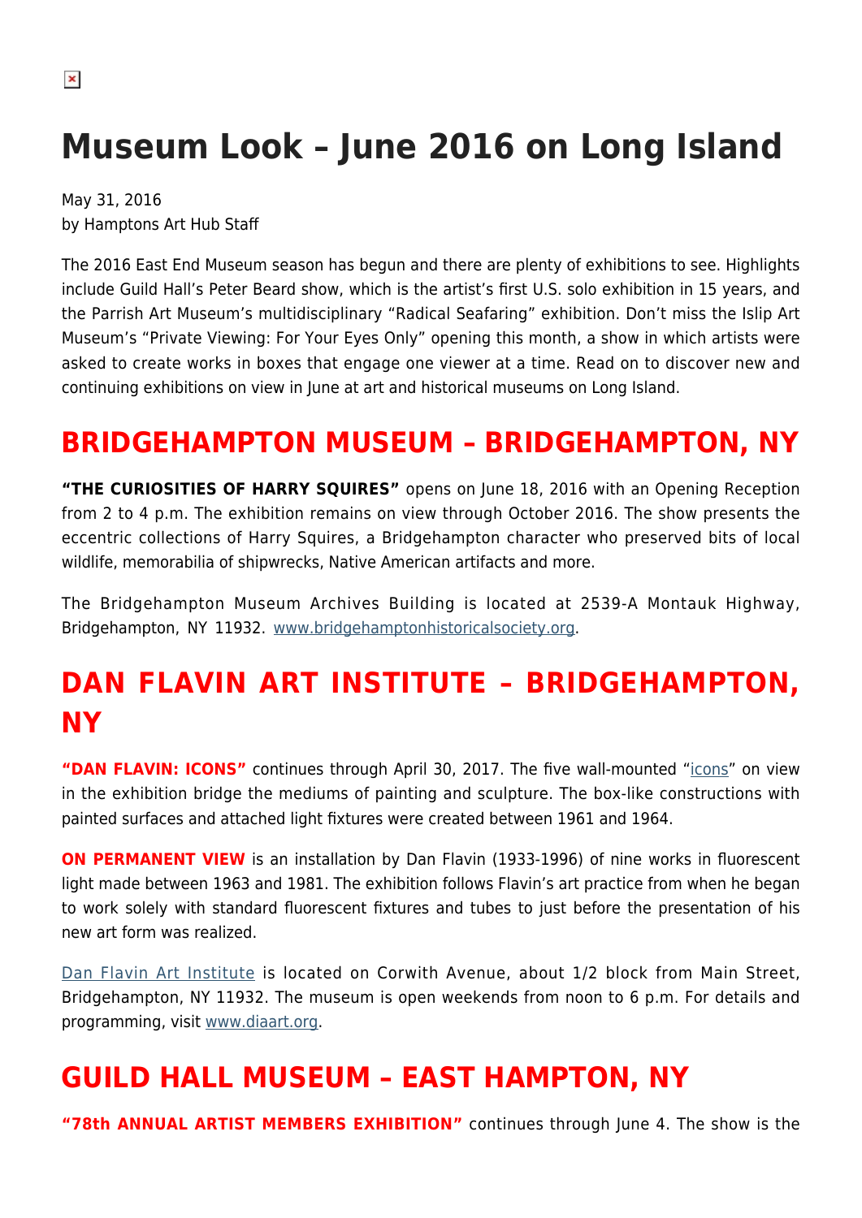# Museum Look – June 2016 on Long Island

May 31, 2016
by Hamptons Art Hub Staff

The 2016 East End Museum season has begun and there are plenty of exhibitions to see. Highlights include Guild Hall's Peter Beard show, which is the artist's first U.S. solo exhibition in 15 years, and the Parrish Art Museum's multidisciplinary "Radical Seafaring" exhibition. Don't miss the Islip Art Museum's "Private Viewing: For Your Eyes Only" opening this month, a show in which artists were asked to create works in boxes that engage one viewer at a time. Read on to discover new and continuing exhibitions on view in June at art and historical museums on Long Island.

## BRIDGEHAMPTON MUSEUM – BRIDGEHAMPTON, NY

**"THE CURIOSITIES OF HARRY SQUIRES"** opens on June 18, 2016 with an Opening Reception from 2 to 4 p.m. The exhibition remains on view through October 2016. The show presents the eccentric collections of Harry Squires, a Bridgehampton character who preserved bits of local wildlife, memorabilia of shipwrecks, Native American artifacts and more.

The Bridgehampton Museum Archives Building is located at 2539-A Montauk Highway, Bridgehampton, NY 11932. www.bridgehamptonhistoricalsociety.org.

## DAN FLAVIN ART INSTITUTE – BRIDGEHAMPTON, NY

**"DAN FLAVIN: ICONS"** continues through April 30, 2017. The five wall-mounted "icons" on view in the exhibition bridge the mediums of painting and sculpture. The box-like constructions with painted surfaces and attached light fixtures were created between 1961 and 1964.

**ON PERMANENT VIEW** is an installation by Dan Flavin (1933-1996) of nine works in fluorescent light made between 1963 and 1981. The exhibition follows Flavin's art practice from when he began to work solely with standard fluorescent fixtures and tubes to just before the presentation of his new art form was realized.

Dan Flavin Art Institute is located on Corwith Avenue, about 1/2 block from Main Street, Bridgehampton, NY 11932. The museum is open weekends from noon to 6 p.m. For details and programming, visit www.diaart.org.

## GUILD HALL MUSEUM – EAST HAMPTON, NY

**"78th ANNUAL ARTIST MEMBERS EXHIBITION"** continues through June 4. The show is the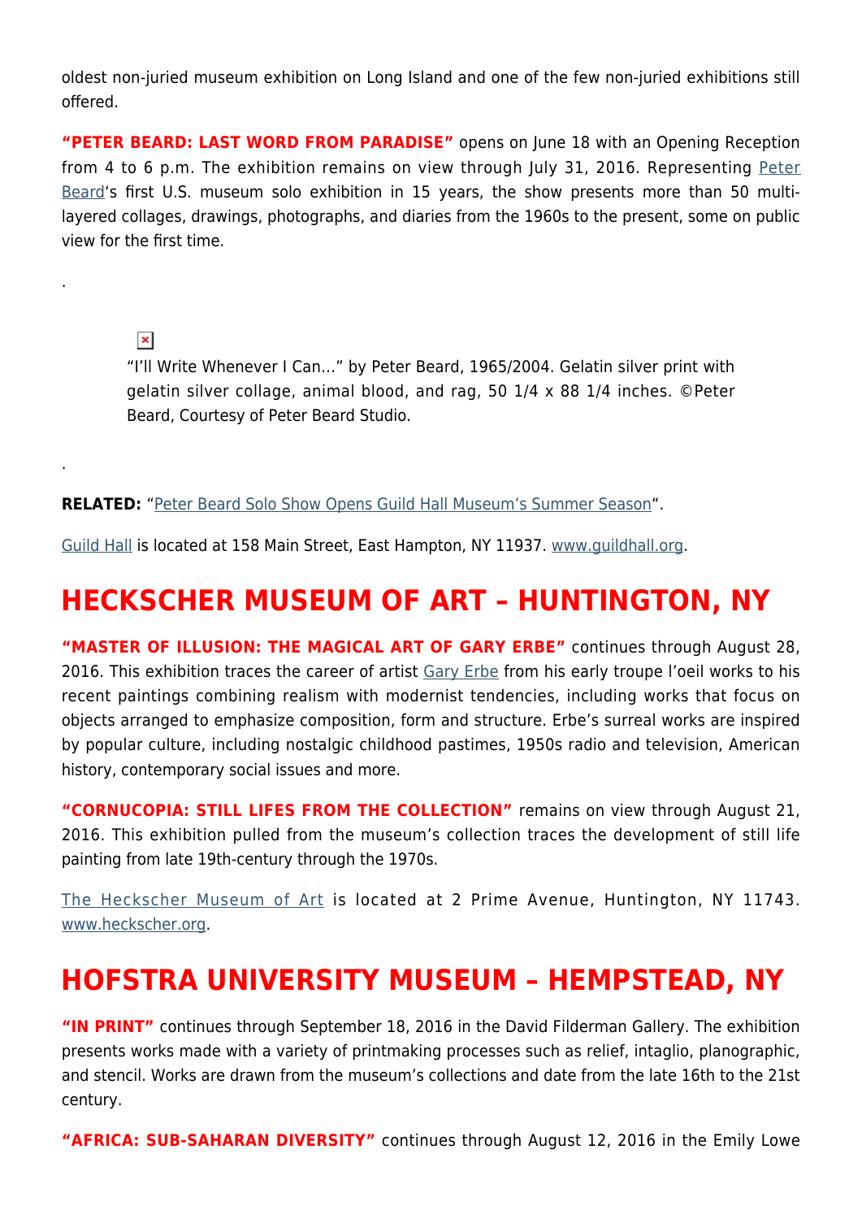oldest non-juried museum exhibition on Long Island and one of the few non-juried exhibitions still offered.

**"PETER BEARD: LAST WORD FROM PARADISE"** opens on June 18 with an Opening Reception from 4 to 6 p.m. The exhibition remains on view through July 31, 2016. Representing Peter Beard's first U.S. museum solo exhibition in 15 years, the show presents more than 50 multi-layered collages, drawings, photographs, and diaries from the 1960s to the present, some on public view for the first time.

.

"I'll Write Whenever I Can…" by Peter Beard, 1965/2004. Gelatin silver print with gelatin silver collage, animal blood, and rag, 50 1/4 x 88 1/4 inches. ©Peter Beard, Courtesy of Peter Beard Studio.

.

**RELATED:** "Peter Beard Solo Show Opens Guild Hall Museum's Summer Season".

Guild Hall is located at 158 Main Street, East Hampton, NY 11937. www.guildhall.org.

## HECKSCHER MUSEUM OF ART – HUNTINGTON, NY

**"MASTER OF ILLUSION: THE MAGICAL ART OF GARY ERBE"** continues through August 28, 2016. This exhibition traces the career of artist Gary Erbe from his early troupe l'oeil works to his recent paintings combining realism with modernist tendencies, including works that focus on objects arranged to emphasize composition, form and structure. Erbe's surreal works are inspired by popular culture, including nostalgic childhood pastimes, 1950s radio and television, American history, contemporary social issues and more.

**"CORNUCOPIA: STILL LIFES FROM THE COLLECTION"** remains on view through August 21, 2016. This exhibition pulled from the museum's collection traces the development of still life painting from late 19th-century through the 1970s.

The Heckscher Museum of Art is located at 2 Prime Avenue, Huntington, NY 11743. www.heckscher.org.

## HOFSTRA UNIVERSITY MUSEUM – HEMPSTEAD, NY

**"IN PRINT"** continues through September 18, 2016 in the David Filderman Gallery. The exhibition presents works made with a variety of printmaking processes such as relief, intaglio, planographic, and stencil. Works are drawn from the museum's collections and date from the late 16th to the 21st century.

**"AFRICA: SUB-SAHARAN DIVERSITY"** continues through August 12, 2016 in the Emily Lowe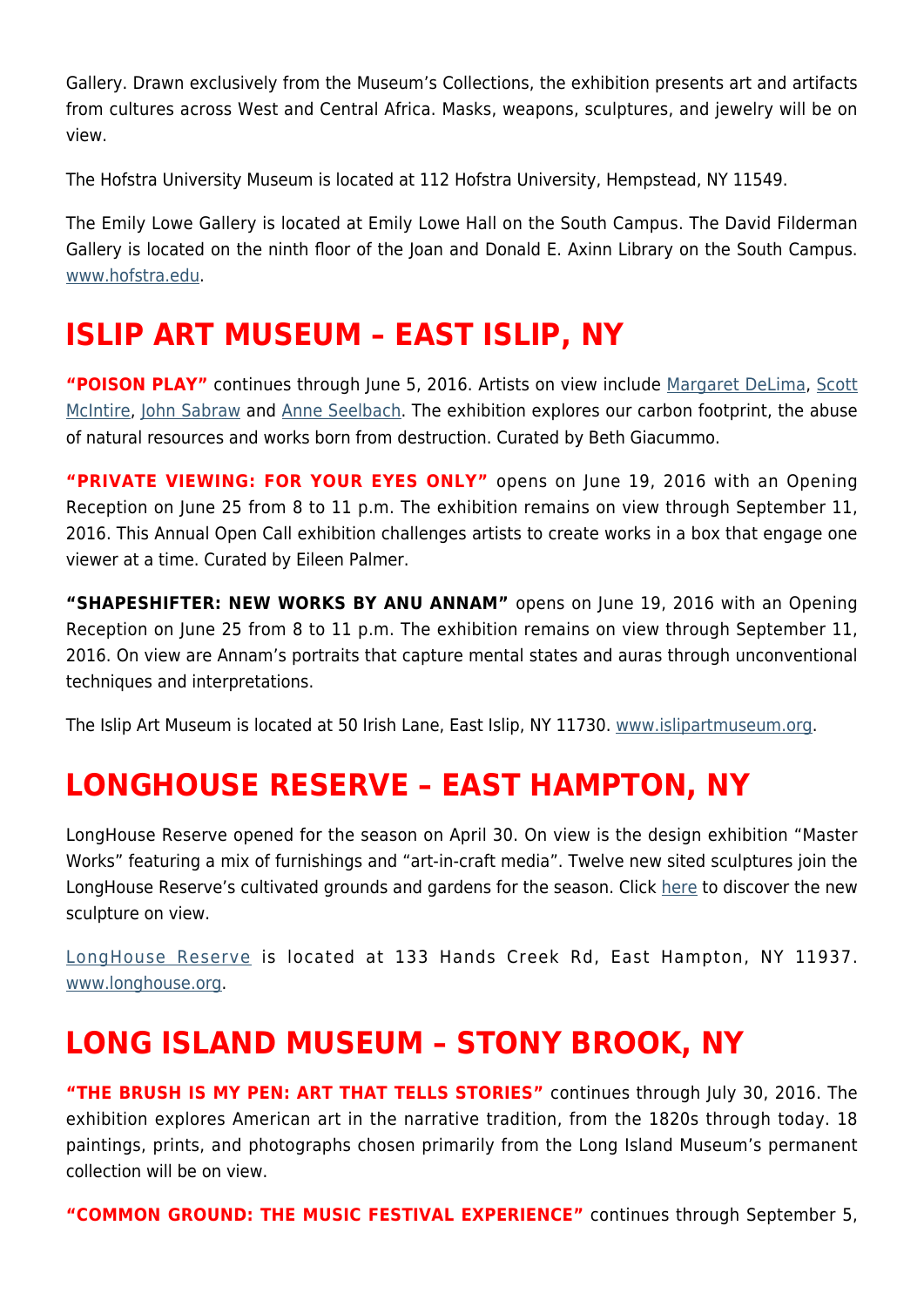Gallery. Drawn exclusively from the Museum's Collections, the exhibition presents art and artifacts from cultures across West and Central Africa. Masks, weapons, sculptures, and jewelry will be on view.

The Hofstra University Museum is located at 112 Hofstra University, Hempstead, NY 11549.

The Emily Lowe Gallery is located at Emily Lowe Hall on the South Campus. The David Filderman Gallery is located on the ninth floor of the Joan and Donald E. Axinn Library on the South Campus. www.hofstra.edu.

## ISLIP ART MUSEUM – EAST ISLIP, NY

**"POISON PLAY"** continues through June 5, 2016. Artists on view include Margaret DeLima, Scott McIntire, John Sabraw and Anne Seelbach. The exhibition explores our carbon footprint, the abuse of natural resources and works born from destruction. Curated by Beth Giacummo.

**"PRIVATE VIEWING: FOR YOUR EYES ONLY"** opens on June 19, 2016 with an Opening Reception on June 25 from 8 to 11 p.m. The exhibition remains on view through September 11, 2016. This Annual Open Call exhibition challenges artists to create works in a box that engage one viewer at a time. Curated by Eileen Palmer.

**"SHAPESHIFTER: NEW WORKS BY ANU ANNAM"** opens on June 19, 2016 with an Opening Reception on June 25 from 8 to 11 p.m. The exhibition remains on view through September 11, 2016. On view are Annam's portraits that capture mental states and auras through unconventional techniques and interpretations.

The Islip Art Museum is located at 50 Irish Lane, East Islip, NY 11730. www.islipartmuseum.org.

## LONGHOUSE RESERVE – EAST HAMPTON, NY

LongHouse Reserve opened for the season on April 30. On view is the design exhibition "Master Works" featuring a mix of furnishings and "art-in-craft media". Twelve new sited sculptures join the LongHouse Reserve's cultivated grounds and gardens for the season. Click here to discover the new sculpture on view.

LongHouse Reserve is located at 133 Hands Creek Rd, East Hampton, NY 11937. www.longhouse.org.

## LONG ISLAND MUSEUM – STONY BROOK, NY

**"THE BRUSH IS MY PEN: ART THAT TELLS STORIES"** continues through July 30, 2016. The exhibition explores American art in the narrative tradition, from the 1820s through today. 18 paintings, prints, and photographs chosen primarily from the Long Island Museum's permanent collection will be on view.

**"COMMON GROUND: THE MUSIC FESTIVAL EXPERIENCE"** continues through September 5,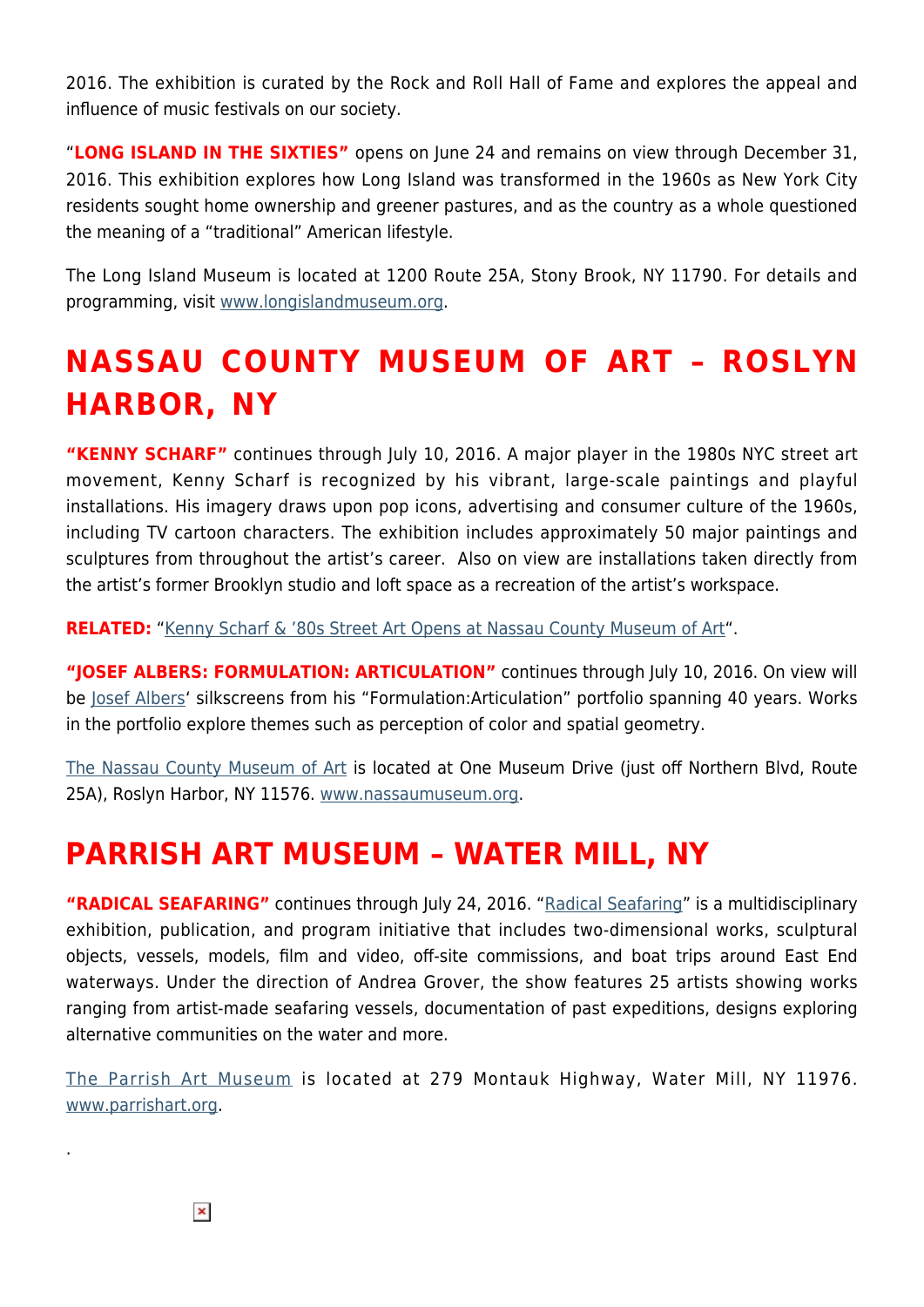2016. The exhibition is curated by the Rock and Roll Hall of Fame and explores the appeal and influence of music festivals on our society.

"**LONG ISLAND IN THE SIXTIES"** opens on June 24 and remains on view through December 31, 2016. This exhibition explores how Long Island was transformed in the 1960s as New York City residents sought home ownership and greener pastures, and as the country as a whole questioned the meaning of a "traditional" American lifestyle.

The Long Island Museum is located at 1200 Route 25A, Stony Brook, NY 11790. For details and programming, visit www.longislandmuseum.org.

## NASSAU COUNTY MUSEUM OF ART – ROSLYN HARBOR, NY

**"KENNY SCHARF"** continues through July 10, 2016. A major player in the 1980s NYC street art movement, Kenny Scharf is recognized by his vibrant, large-scale paintings and playful installations. His imagery draws upon pop icons, advertising and consumer culture of the 1960s, including TV cartoon characters. The exhibition includes approximately 50 major paintings and sculptures from throughout the artist's career. Also on view are installations taken directly from the artist's former Brooklyn studio and loft space as a recreation of the artist's workspace.

**RELATED:** "Kenny Scharf & '80s Street Art Opens at Nassau County Museum of Art".

**"JOSEF ALBERS: FORMULATION: ARTICULATION"** continues through July 10, 2016. On view will be Josef Albers' silkscreens from his "Formulation:Articulation" portfolio spanning 40 years. Works in the portfolio explore themes such as perception of color and spatial geometry.

The Nassau County Museum of Art is located at One Museum Drive (just off Northern Blvd, Route 25A), Roslyn Harbor, NY 11576. www.nassaumuseum.org.

## PARRISH ART MUSEUM – WATER MILL, NY

**"RADICAL SEAFARING"** continues through July 24, 2016. "Radical Seafaring" is a multidisciplinary exhibition, publication, and program initiative that includes two-dimensional works, sculptural objects, vessels, models, film and video, off-site commissions, and boat trips around East End waterways. Under the direction of Andrea Grover, the show features 25 artists showing works ranging from artist-made seafaring vessels, documentation of past expeditions, designs exploring alternative communities on the water and more.

The Parrish Art Museum is located at 279 Montauk Highway, Water Mill, NY 11976. www.parrishart.org.

.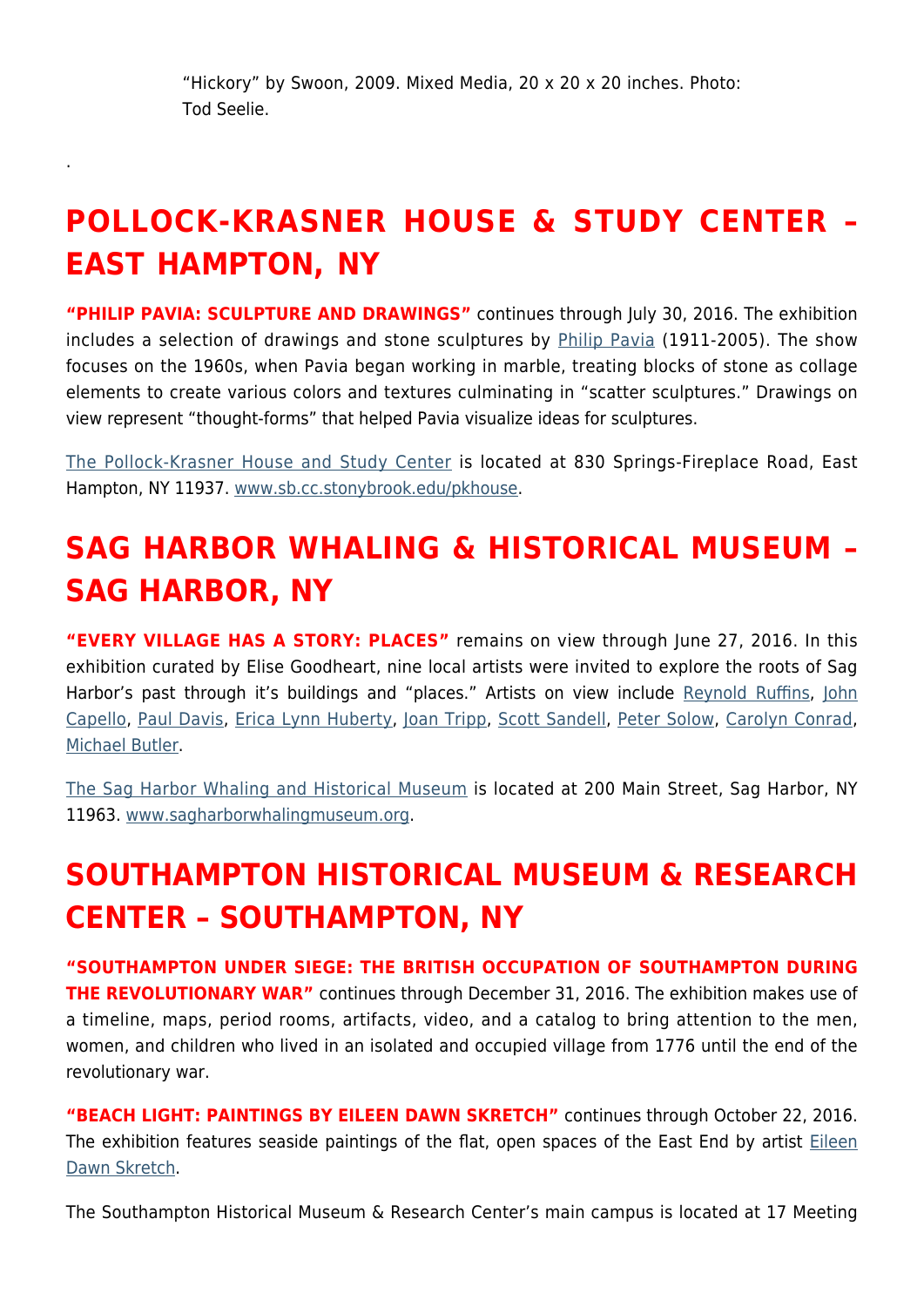"Hickory" by Swoon, 2009. Mixed Media, 20 x 20 x 20 inches. Photo: Tod Seelie.

.

## POLLOCK-KRASNER HOUSE & STUDY CENTER – EAST HAMPTON, NY

**"PHILIP PAVIA: SCULPTURE AND DRAWINGS"** continues through July 30, 2016. The exhibition includes a selection of drawings and stone sculptures by Philip Pavia (1911-2005). The show focuses on the 1960s, when Pavia began working in marble, treating blocks of stone as collage elements to create various colors and textures culminating in "scatter sculptures." Drawings on view represent "thought-forms" that helped Pavia visualize ideas for sculptures.

The Pollock-Krasner House and Study Center is located at 830 Springs-Fireplace Road, East Hampton, NY 11937. www.sb.cc.stonybrook.edu/pkhouse.

## SAG HARBOR WHALING & HISTORICAL MUSEUM – SAG HARBOR, NY

**"EVERY VILLAGE HAS A STORY: PLACES"** remains on view through June 27, 2016. In this exhibition curated by Elise Goodheart, nine local artists were invited to explore the roots of Sag Harbor's past through it's buildings and "places." Artists on view include Reynold Ruffins, John Capello, Paul Davis, Erica Lynn Huberty, Joan Tripp, Scott Sandell, Peter Solow, Carolyn Conrad, Michael Butler.

The Sag Harbor Whaling and Historical Museum is located at 200 Main Street, Sag Harbor, NY 11963. www.sagharborwhalingmuseum.org.

## SOUTHAMPTON HISTORICAL MUSEUM & RESEARCH CENTER – SOUTHAMPTON, NY

**"SOUTHAMPTON UNDER SIEGE: THE BRITISH OCCUPATION OF SOUTHAMPTON DURING THE REVOLUTIONARY WAR"** continues through December 31, 2016. The exhibition makes use of a timeline, maps, period rooms, artifacts, video, and a catalog to bring attention to the men, women, and children who lived in an isolated and occupied village from 1776 until the end of the revolutionary war.

**"BEACH LIGHT: PAINTINGS BY EILEEN DAWN SKRETCH"** continues through October 22, 2016. The exhibition features seaside paintings of the flat, open spaces of the East End by artist Eileen Dawn Skretch.

The Southampton Historical Museum & Research Center's main campus is located at 17 Meeting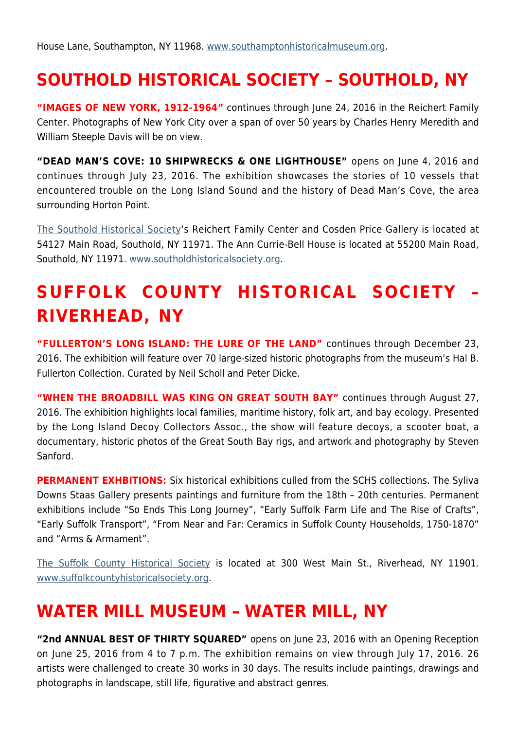House Lane, Southampton, NY 11968. www.southamptonhistoricalmuseum.org.

## SOUTHOLD HISTORICAL SOCIETY – SOUTHOLD, NY

**"IMAGES OF NEW YORK, 1912-1964"** continues through June 24, 2016 in the Reichert Family Center. Photographs of New York City over a span of over 50 years by Charles Henry Meredith and William Steeple Davis will be on view.

**"DEAD MAN'S COVE: 10 SHIPWRECKS & ONE LIGHTHOUSE"** opens on June 4, 2016 and continues through July 23, 2016. The exhibition showcases the stories of 10 vessels that encountered trouble on the Long Island Sound and the history of Dead Man's Cove, the area surrounding Horton Point.

The Southold Historical Society's Reichert Family Center and Cosden Price Gallery is located at 54127 Main Road, Southold, NY 11971. The Ann Currie-Bell House is located at 55200 Main Road, Southold, NY 11971. www.southoldhistoricalsociety.org.

## SUFFOLK COUNTY HISTORICAL SOCIETY – RIVERHEAD, NY

**"FULLERTON'S LONG ISLAND: THE LURE OF THE LAND"** continues through December 23, 2016. The exhibition will feature over 70 large-sized historic photographs from the museum's Hal B. Fullerton Collection. Curated by Neil Scholl and Peter Dicke.

**"WHEN THE BROADBILL WAS KING ON GREAT SOUTH BAY"** continues through August 27, 2016. The exhibition highlights local families, maritime history, folk art, and bay ecology. Presented by the Long Island Decoy Collectors Assoc., the show will feature decoys, a scooter boat, a documentary, historic photos of the Great South Bay rigs, and artwork and photography by Steven Sanford.

**PERMANENT EXHBITIONS:** Six historical exhibitions culled from the SCHS collections. The Syliva Downs Staas Gallery presents paintings and furniture from the 18th – 20th centuries. Permanent exhibitions include "So Ends This Long Journey", "Early Suffolk Farm Life and The Rise of Crafts", "Early Suffolk Transport", "From Near and Far: Ceramics in Suffolk County Households, 1750-1870" and "Arms & Armament".

The Suffolk County Historical Society is located at 300 West Main St., Riverhead, NY 11901. www.suffolkcountyhistoricalsociety.org.

## WATER MILL MUSEUM – WATER MILL, NY

**"2nd ANNUAL BEST OF THIRTY SQUARED"** opens on June 23, 2016 with an Opening Reception on June 25, 2016 from 4 to 7 p.m. The exhibition remains on view through July 17, 2016. 26 artists were challenged to create 30 works in 30 days. The results include paintings, drawings and photographs in landscape, still life, figurative and abstract genres.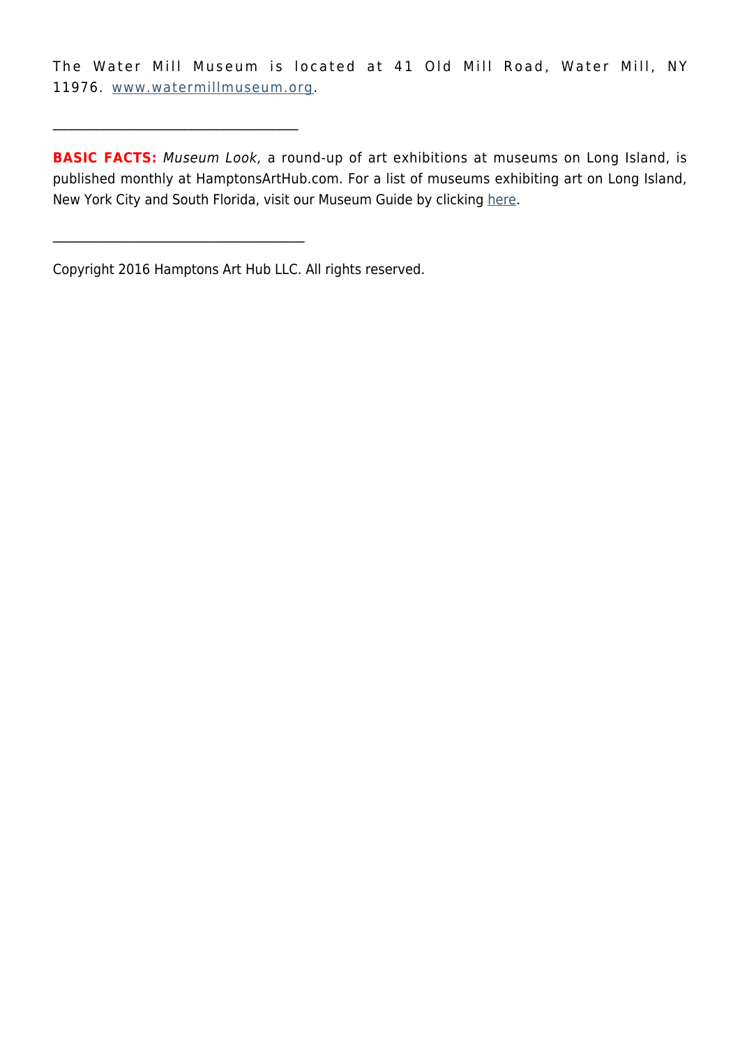The Water Mill Museum is located at 41 Old Mill Road, Water Mill, NY 11976. [www.watermillmuseum.org](http://www.watermillmuseum.org).

\_\_\_\_\_\_\_\_\_\_\_\_\_\_\_\_\_\_\_\_\_\_\_\_\_\_\_\_\_\_\_\_\_\_\_

**BASIC FACTS:** *Museum Look*, a round-up of art exhibitions at museums on Long Island, is published monthly at HamptonsArtHub.com. For a list of museums exhibiting art on Long Island, New York City and South Florida, visit our Museum Guide by clicking here.

\_\_\_\_\_\_\_\_\_\_\_\_\_\_\_\_\_\_\_\_\_\_\_\_\_\_\_\_\_\_\_\_\_\_\_

Copyright 2016 Hamptons Art Hub LLC. All rights reserved.